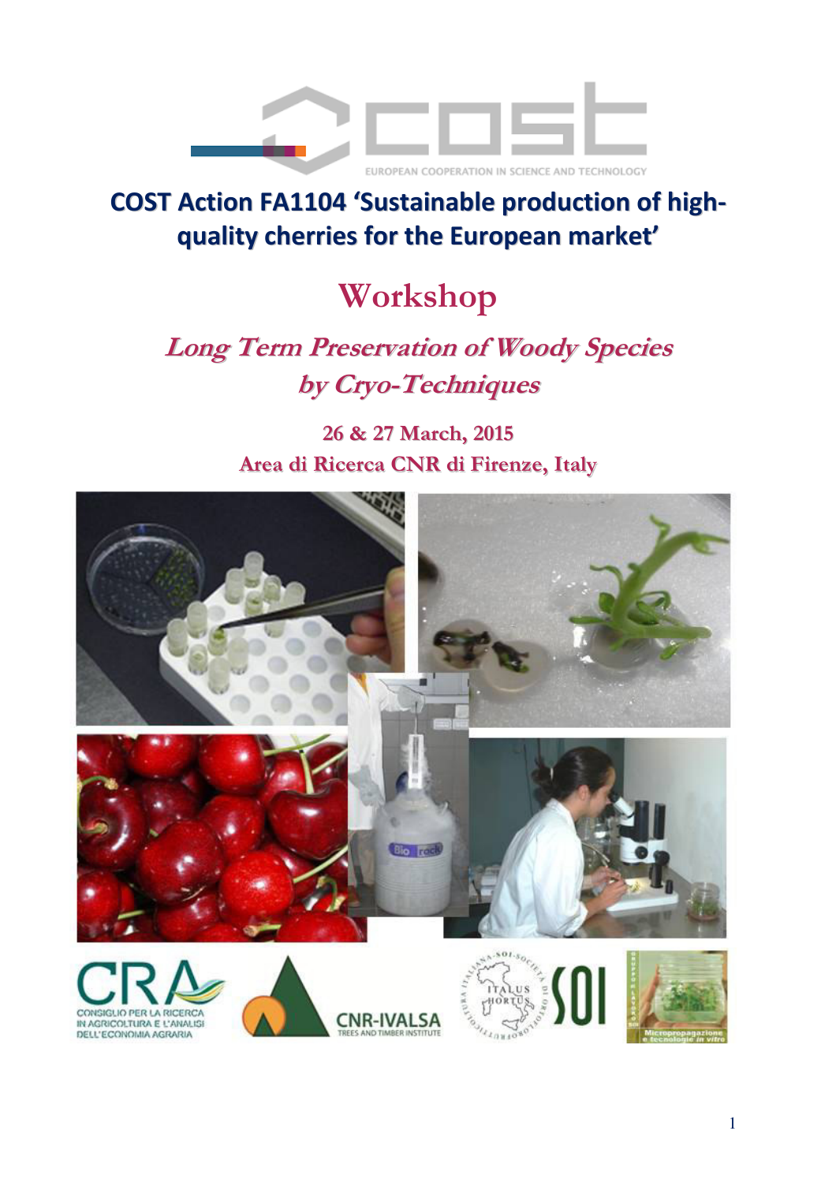COST Action FA1104 'Sustainable production of high-quality cherries for the European market'

# Workshop

## *Long Term Preservation of Woody Species by Cryo-Techniques*

26 & 27 March, 2015

Area di Ricerca CNR di Firenze, Italy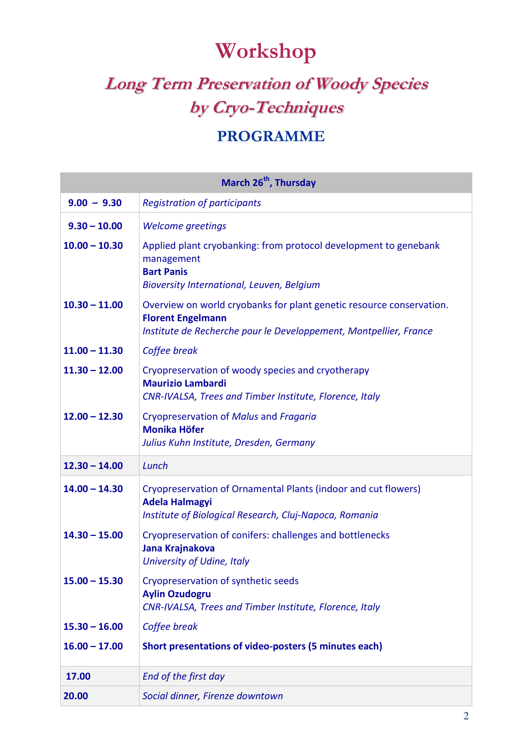# Workshop

## *Long Term Preservation of Woody Species by Cryo-Techniques*

## PROGRAMME

| March 26th, Thursday | |
|---|---|
| **9.00 – 9.30** | *Registration of participants* |
| **9.30 – 10.00** | *Welcome greetings* |
| **10.00 – 10.30** | Applied plant cryobanking: from protocol development to genebank management<br>**Bart Panis**<br>*Bioversity International, Leuven, Belgium* |
| **10.30 – 11.00** | Overview on world cryobanks for plant genetic resource conservation.<br>**Florent Engelmann**<br>*Institute de Recherche pour le Developpement, Montpellier, France* |
| **11.00 – 11.30** | *Coffee break* |
| **11.30 – 12.00** | Cryopreservation of woody species and cryotherapy<br>**Maurizio Lambardi**<br>*CNR-IVALSA, Trees and Timber Institute, Florence, Italy* |
| **12.00 – 12.30** | Cryopreservation of *Malus* and *Fragaria*<br>**Monika Höfer**<br>*Julius Kuhn Institute, Dresden, Germany* |
| **12.30 – 14.00** | *Lunch* |
| **14.00 – 14.30** | Cryopreservation of Ornamental Plants (indoor and cut flowers)<br>**Adela Halmagyi**<br>*Institute of Biological Research, Cluj-Napoca, Romania* |
| **14.30 – 15.00** | Cryopreservation of conifers: challenges and bottlenecks<br>**Jana Krajnakova**<br>*University of Udine, Italy* |
| **15.00 – 15.30** | Cryopreservation of synthetic seeds<br>**Aylin Ozudogru**<br>*CNR-IVALSA, Trees and Timber Institute, Florence, Italy* |
| **15.30 – 16.00** | *Coffee break* |
| **16.00 – 17.00** | **Short presentations of video-posters (5 minutes each)** |
| **17.00** | *End of the first day* |
| **20.00** | *Social dinner, Firenze downtown* |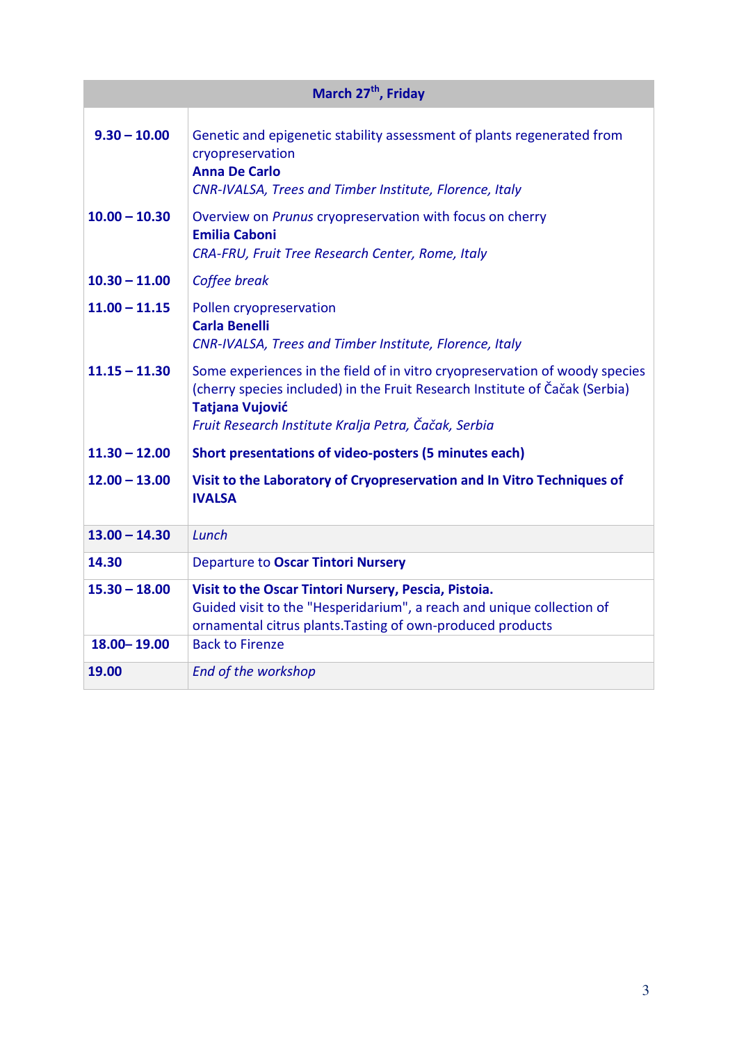| March 27th, Friday | |
|---|---|
| **9.30 – 10.00** | Genetic and epigenetic stability assessment of plants regenerated from cryopreservation<br>**Anna De Carlo**<br>*CNR-IVALSA, Trees and Timber Institute, Florence, Italy* |
| **10.00 – 10.30** | Overview on *Prunus* cryopreservation with focus on cherry<br>**Emilia Caboni**<br>*CRA-FRU, Fruit Tree Research Center, Rome, Italy* |
| **10.30 – 11.00** | *Coffee break* |
| **11.00 – 11.15** | Pollen cryopreservation<br>**Carla Benelli**<br>*CNR-IVALSA, Trees and Timber Institute, Florence, Italy* |
| **11.15 – 11.30** | Some experiences in the field of in vitro cryopreservation of woody species (cherry species included) in the Fruit Research Institute of Čačak (Serbia)<br>**Tatjana Vujović**<br>*Fruit Research Institute Kralja Petra, Čačak, Serbia* |
| **11.30 – 12.00** | **Short presentations of video-posters (5 minutes each)** |
| **12.00 – 13.00** | **Visit to the Laboratory of Cryopreservation and In Vitro Techniques of IVALSA** |
| **13.00 – 14.30** | *Lunch* |
| **14.30** | Departure to **Oscar Tintori Nursery** |
| **15.30 – 18.00** | **Visit to the Oscar Tintori Nursery, Pescia, Pistoia.**<br>Guided visit to the "Hesperidarium", a reach and unique collection of ornamental citrus plants.Tasting of own-produced products |
| **18.00– 19.00** | Back to Firenze |
| **19.00** | *End of the workshop* |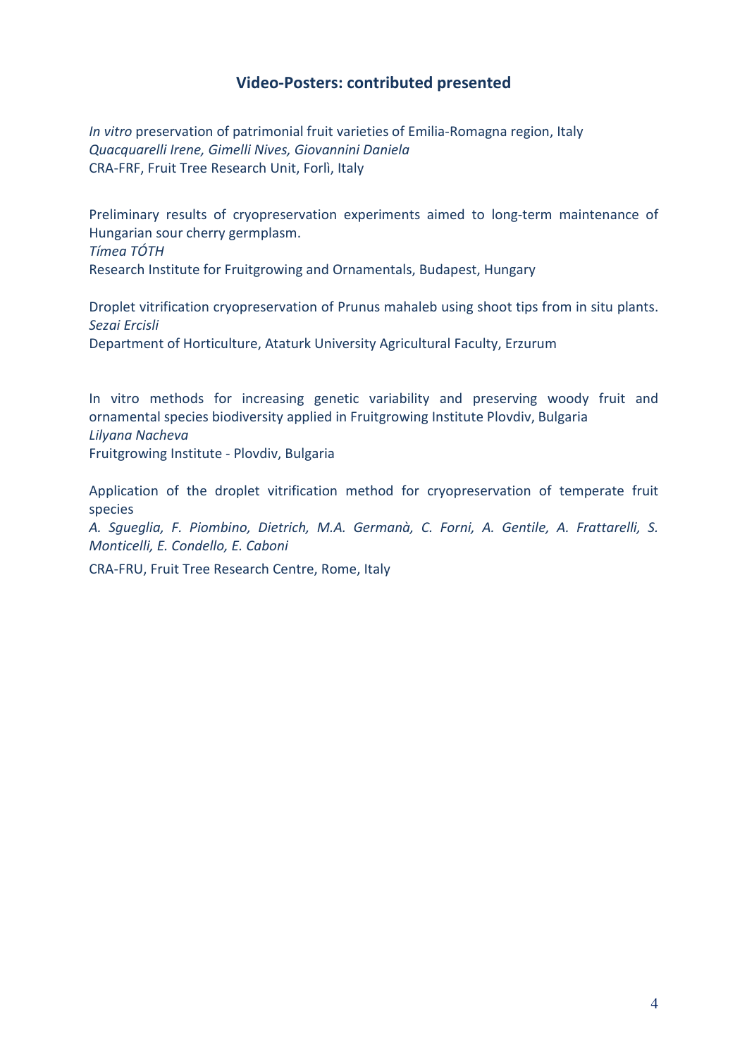## Video-Posters: contributed presented

*In vitro* preservation of patrimonial fruit varieties of Emilia-Romagna region, Italy
*Quacquarelli Irene, Gimelli Nives, Giovannini Daniela*
CRA-FRF, Fruit Tree Research Unit, Forlì, Italy

Preliminary results of cryopreservation experiments aimed to long-term maintenance of Hungarian sour cherry germplasm.
*Tímea TÓTH*
Research Institute for Fruitgrowing and Ornamentals, Budapest, Hungary

Droplet vitrification cryopreservation of Prunus mahaleb using shoot tips from in situ plants.
*Sezai Ercisli*
Department of Horticulture, Ataturk University Agricultural Faculty, Erzurum

In vitro methods for increasing genetic variability and preserving woody fruit and ornamental species biodiversity applied in Fruitgrowing Institute Plovdiv, Bulgaria
*Lilyana Nacheva*
Fruitgrowing Institute - Plovdiv, Bulgaria

Application of the droplet vitrification method for cryopreservation of temperate fruit species
*A. Sgueglia, F. Piombino, Dietrich, M.A. Germanà, C. Forni, A. Gentile, A. Frattarelli, S. Monticelli, E. Condello, E. Caboni*
CRA-FRU, Fruit Tree Research Centre, Rome, Italy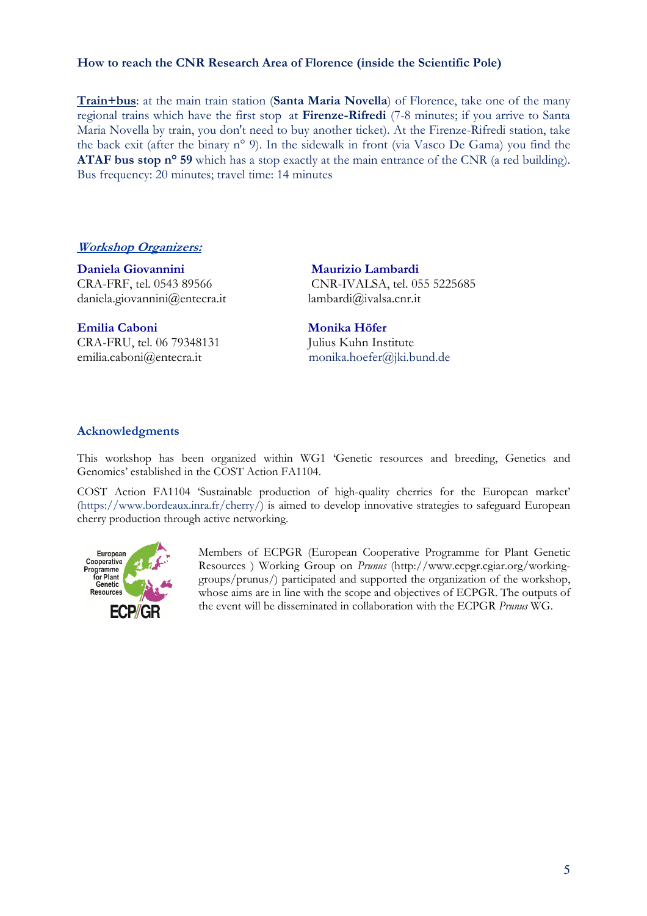### How to reach the CNR Research Area of Florence (inside the Scientific Pole)

**Train+bus**: at the main train station (**Santa Maria Novella**) of Florence, take one of the many regional trains which have the first stop at **Firenze-Rifredi** (7-8 minutes; if you arrive to Santa Maria Novella by train, you don't need to buy another ticket). At the Firenze-Rifredi station, take the back exit (after the binary n° 9). In the sidewalk in front (via Vasco De Gama) you find the **ATAF bus stop n° 59** which has a stop exactly at the main entrance of the CNR (a red building). Bus frequency: 20 minutes; travel time: 14 minutes

***Workshop Organizers:***

**Daniela Giovannini**
CRA-FRF, tel. 0543 89566
daniela.giovannini@entecra.it

**Maurizio Lambardi**
CNR-IVALSA, tel. 055 5225685
lambardi@ivalsa.cnr.it

**Emilia Caboni**
CRA-FRU, tel. 06 79348131
emilia.caboni@entecra.it

**Monika Höfer**
Julius Kuhn Institute
monika.hoefer@jki.bund.de

### Acknowledgments

This workshop has been organized within WG1 'Genetic resources and breeding, Genetics and Genomics' established in the COST Action FA1104.

COST Action FA1104 'Sustainable production of high-quality cherries for the European market' (https://www.bordeaux.inra.fr/cherry/) is aimed to develop innovative strategies to safeguard European cherry production through active networking.

European Cooperative Programme for Plant Genetic Resources
ECP/GR

Members of ECPGR (European Cooperative Programme for Plant Genetic Resources ) Working Group on *Prunus* (http://www.ecpgr.cgiar.org/working-groups/prunus/) participated and supported the organization of the workshop, whose aims are in line with the scope and objectives of ECPGR. The outputs of the event will be disseminated in collaboration with the ECPGR *Prunus* WG.